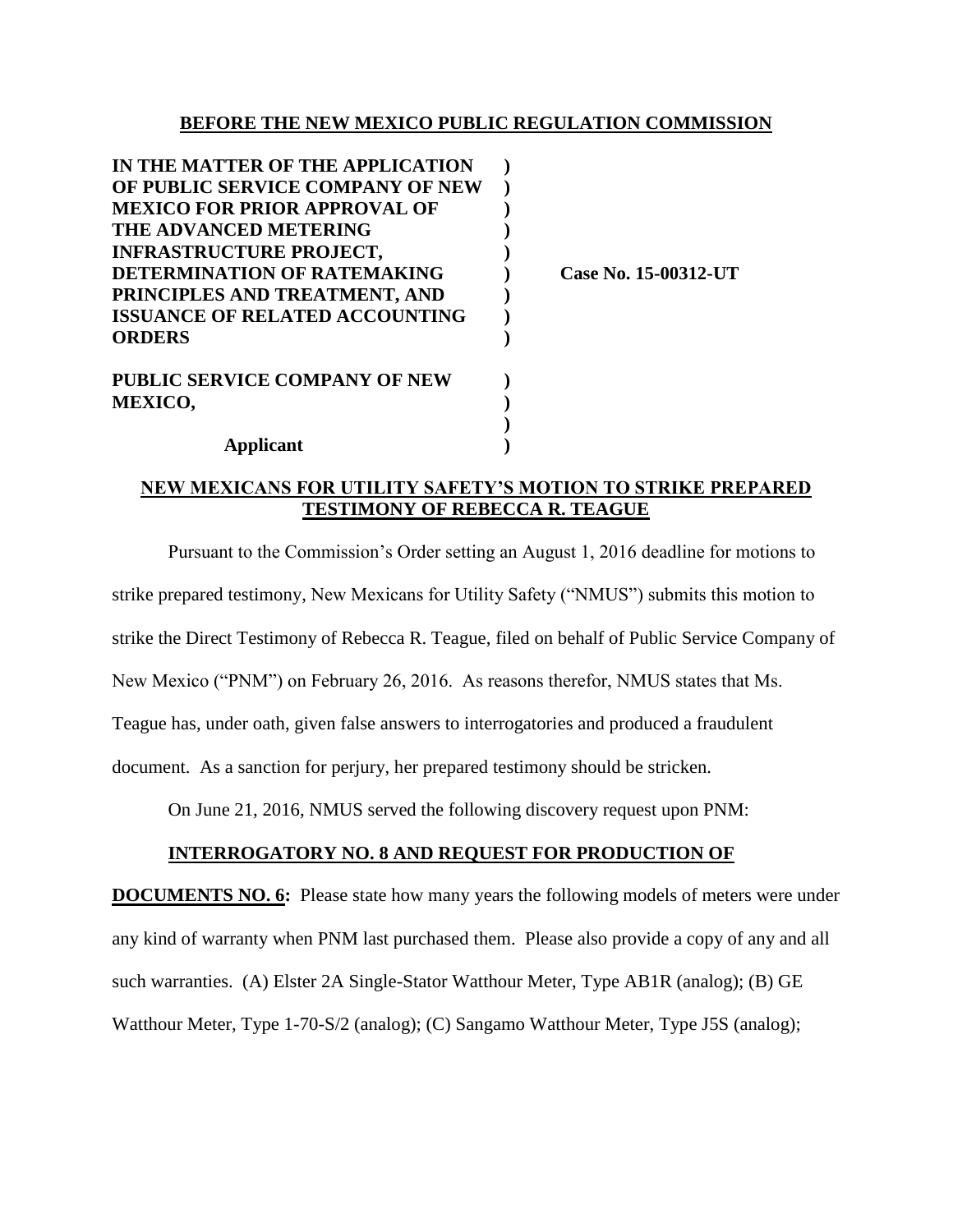**BEFORE THE NEW MEXICO PUBLIC REGULATION COMMISSION**

| | | |
|---|---|---|
| **IN THE MATTER OF THE APPLICATION OF PUBLIC SERVICE COMPANY OF NEW MEXICO FOR PRIOR APPROVAL OF THE ADVANCED METERING INFRASTRUCTURE PROJECT, DETERMINATION OF RATEMAKING PRINCIPLES AND TREATMENT, AND ISSUANCE OF RELATED ACCOUNTING ORDERS** | **)** | **Case No. 15-00312-UT** |
| **PUBLIC SERVICE COMPANY OF NEW MEXICO,** | **)** | |
| **Applicant** | **)** | |

**NEW MEXICANS FOR UTILITY SAFETY'S MOTION TO STRIKE PREPARED TESTIMONY OF REBECCA R. TEAGUE**

Pursuant to the Commission's Order setting an August 1, 2016 deadline for motions to strike prepared testimony, New Mexicans for Utility Safety ("NMUS") submits this motion to strike the Direct Testimony of Rebecca R. Teague, filed on behalf of Public Service Company of New Mexico ("PNM") on February 26, 2016. As reasons therefor, NMUS states that Ms. Teague has, under oath, given false answers to interrogatories and produced a fraudulent document. As a sanction for perjury, her prepared testimony should be stricken.

On June 21, 2016, NMUS served the following discovery request upon PNM:

**INTERROGATORY NO. 8 AND REQUEST FOR PRODUCTION OF DOCUMENTS NO. 6:** Please state how many years the following models of meters were under any kind of warranty when PNM last purchased them. Please also provide a copy of any and all such warranties. (A) Elster 2A Single-Stator Watthour Meter, Type AB1R (analog); (B) GE Watthour Meter, Type 1-70-S/2 (analog); (C) Sangamo Watthour Meter, Type J5S (analog);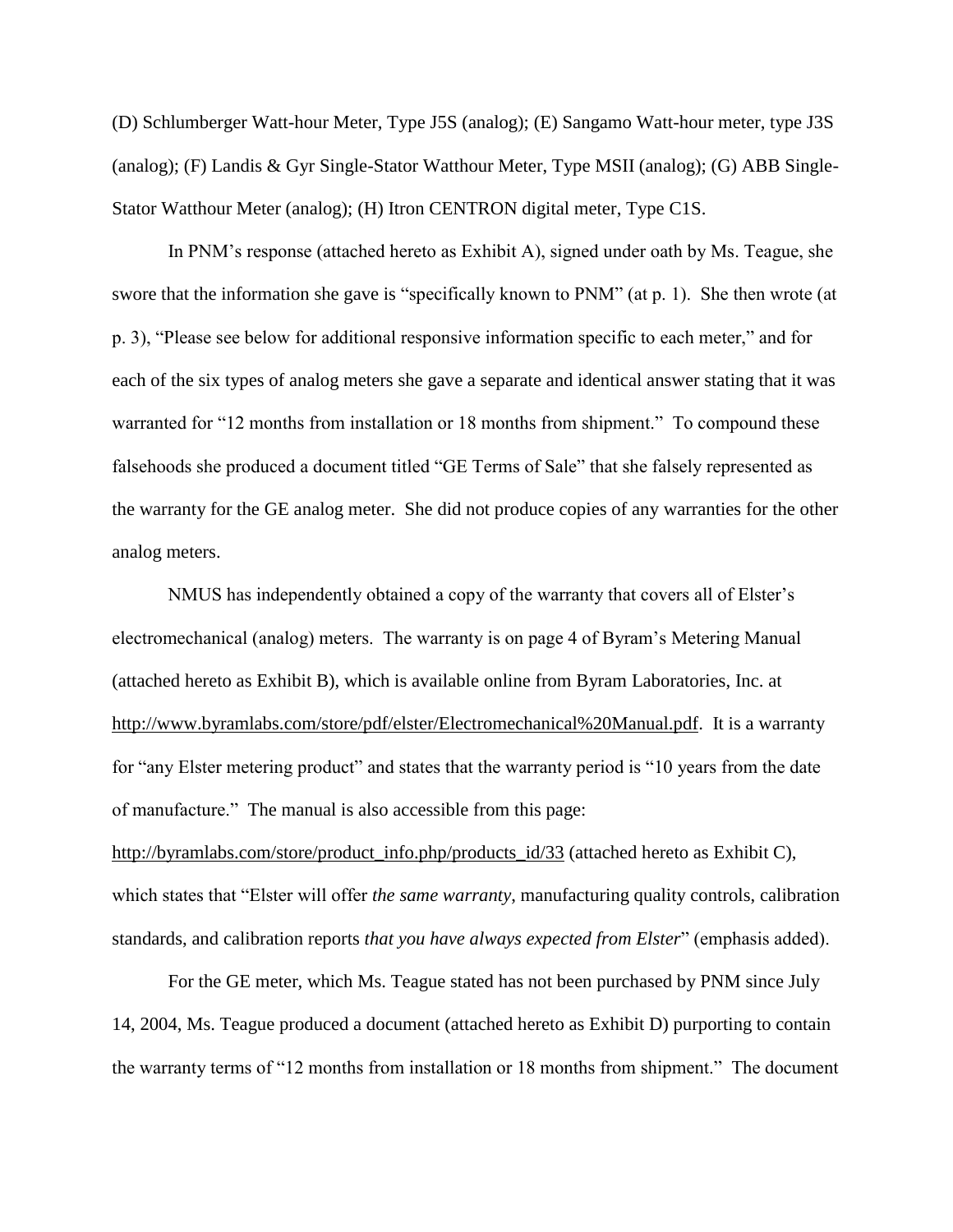(D) Schlumberger Watt-hour Meter, Type J5S (analog); (E) Sangamo Watt-hour meter, type J3S (analog); (F) Landis & Gyr Single-Stator Watthour Meter, Type MSII (analog); (G) ABB Single-Stator Watthour Meter (analog); (H) Itron CENTRON digital meter, Type C1S.

In PNM's response (attached hereto as Exhibit A), signed under oath by Ms. Teague, she swore that the information she gave is "specifically known to PNM" (at p. 1). She then wrote (at p. 3), "Please see below for additional responsive information specific to each meter," and for each of the six types of analog meters she gave a separate and identical answer stating that it was warranted for "12 months from installation or 18 months from shipment." To compound these falsehoods she produced a document titled "GE Terms of Sale" that she falsely represented as the warranty for the GE analog meter. She did not produce copies of any warranties for the other analog meters.

NMUS has independently obtained a copy of the warranty that covers all of Elster's electromechanical (analog) meters. The warranty is on page 4 of Byram's Metering Manual (attached hereto as Exhibit B), which is available online from Byram Laboratories, Inc. at http://www.byramlabs.com/store/pdf/elster/Electromechanical%20Manual.pdf. It is a warranty for "any Elster metering product" and states that the warranty period is "10 years from the date of manufacture." The manual is also accessible from this page: http://byramlabs.com/store/product_info.php/products_id/33 (attached hereto as Exhibit C), which states that "Elster will offer *the same warranty*, manufacturing quality controls, calibration standards, and calibration reports *that you have always expected from Elster*" (emphasis added).

For the GE meter, which Ms. Teague stated has not been purchased by PNM since July 14, 2004, Ms. Teague produced a document (attached hereto as Exhibit D) purporting to contain the warranty terms of "12 months from installation or 18 months from shipment." The document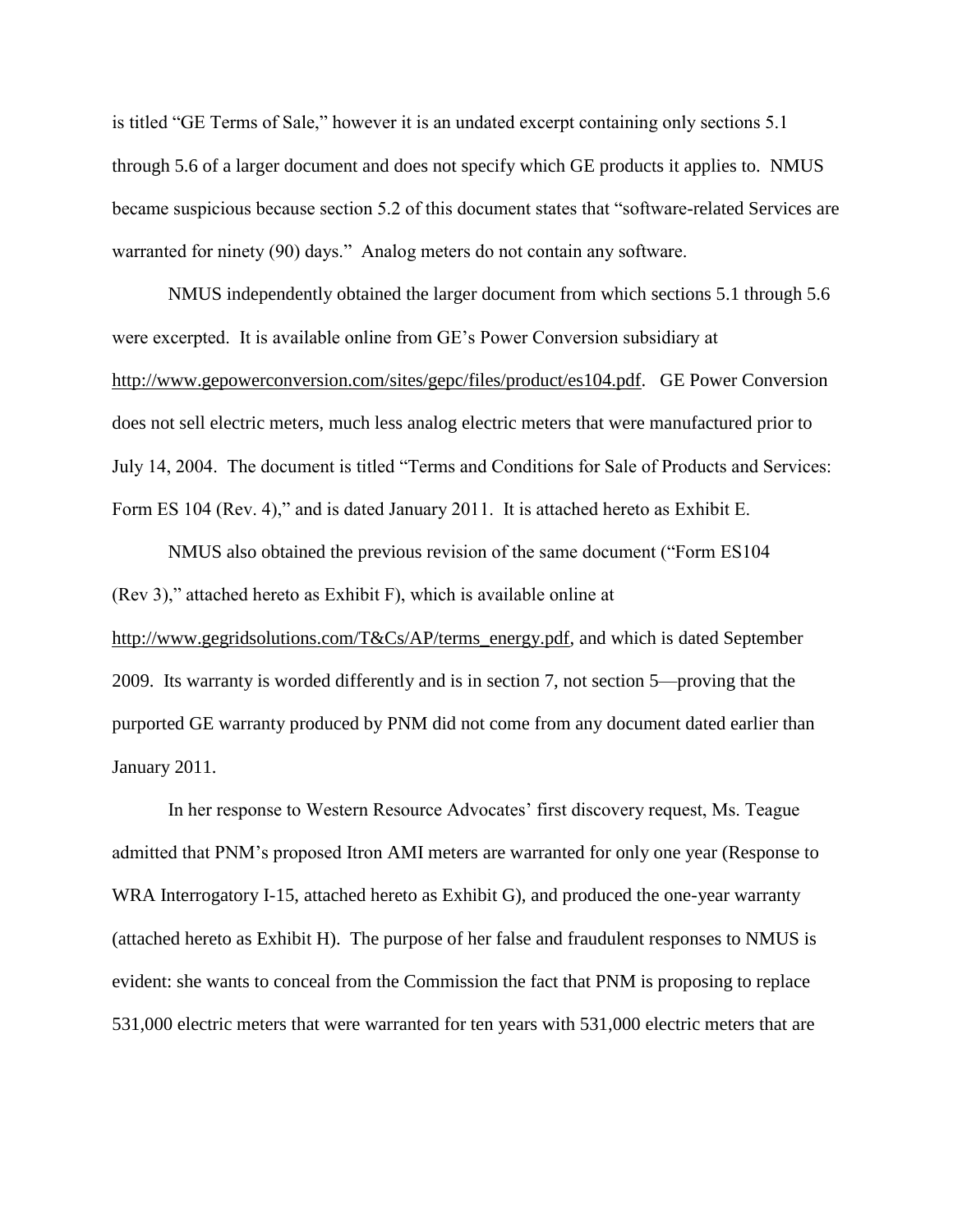is titled "GE Terms of Sale," however it is an undated excerpt containing only sections 5.1 through 5.6 of a larger document and does not specify which GE products it applies to. NMUS became suspicious because section 5.2 of this document states that "software-related Services are warranted for ninety (90) days." Analog meters do not contain any software.

NMUS independently obtained the larger document from which sections 5.1 through 5.6 were excerpted. It is available online from GE's Power Conversion subsidiary at http://www.gepowerconversion.com/sites/gepc/files/product/es104.pdf. GE Power Conversion does not sell electric meters, much less analog electric meters that were manufactured prior to July 14, 2004. The document is titled "Terms and Conditions for Sale of Products and Services: Form ES 104 (Rev. 4)," and is dated January 2011. It is attached hereto as Exhibit E.

NMUS also obtained the previous revision of the same document ("Form ES104 (Rev 3)," attached hereto as Exhibit F), which is available online at http://www.gegridsolutions.com/T&Cs/AP/terms_energy.pdf, and which is dated September 2009. Its warranty is worded differently and is in section 7, not section 5—proving that the purported GE warranty produced by PNM did not come from any document dated earlier than January 2011.

In her response to Western Resource Advocates' first discovery request, Ms. Teague admitted that PNM's proposed Itron AMI meters are warranted for only one year (Response to WRA Interrogatory I-15, attached hereto as Exhibit G), and produced the one-year warranty (attached hereto as Exhibit H). The purpose of her false and fraudulent responses to NMUS is evident: she wants to conceal from the Commission the fact that PNM is proposing to replace 531,000 electric meters that were warranted for ten years with 531,000 electric meters that are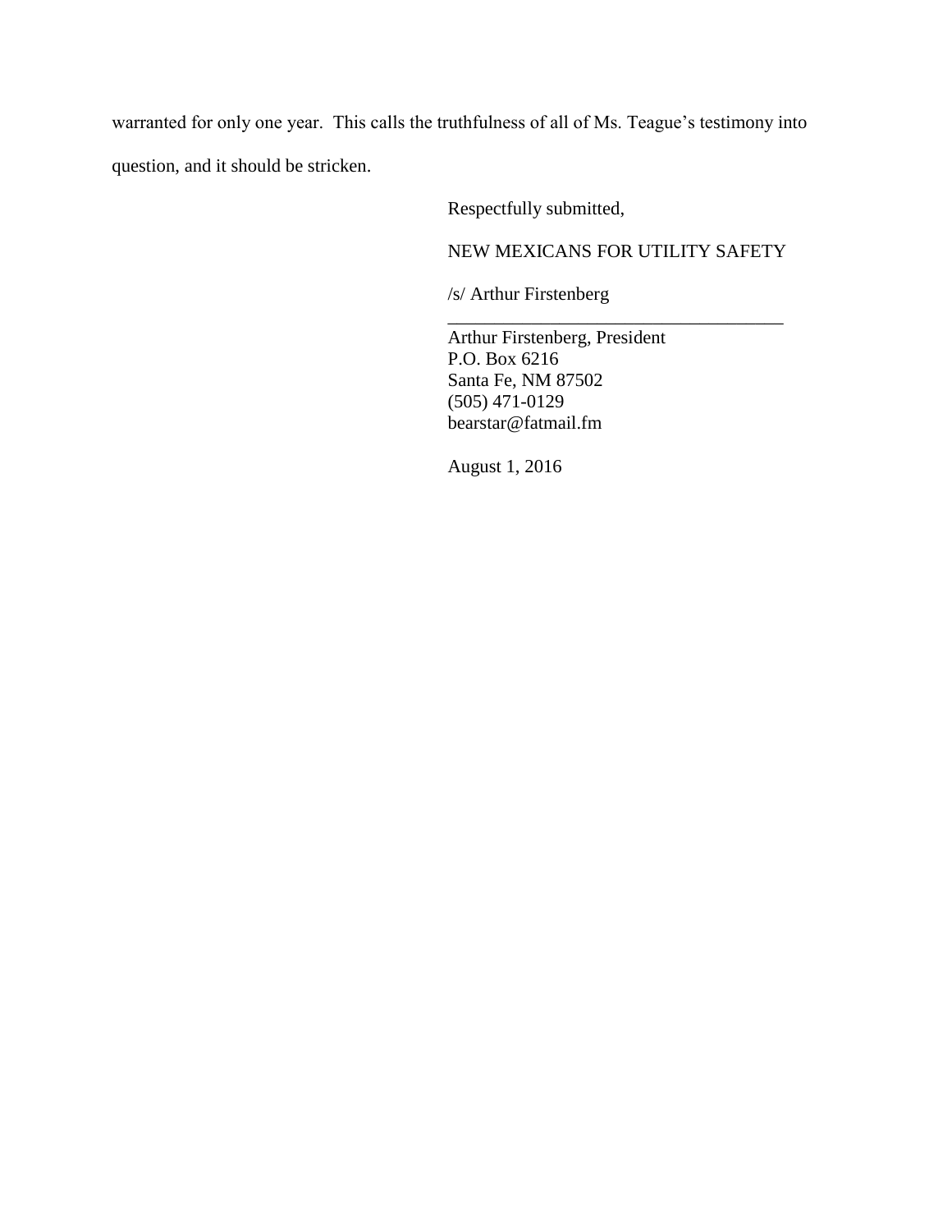warranted for only one year. This calls the truthfulness of all of Ms. Teague's testimony into question, and it should be stricken.

Respectfully submitted,

NEW MEXICANS FOR UTILITY SAFETY

/s/ Arthur Firstenberg

\_\_\_\_\_\_\_\_\_\_\_\_\_\_\_\_\_\_\_\_\_\_\_\_\_\_\_\_\_\_\_\_\_\_\_\_

Arthur Firstenberg, President
P.O. Box 6216
Santa Fe, NM 87502
(505) 471-0129
bearstar@fatmail.fm

August 1, 2016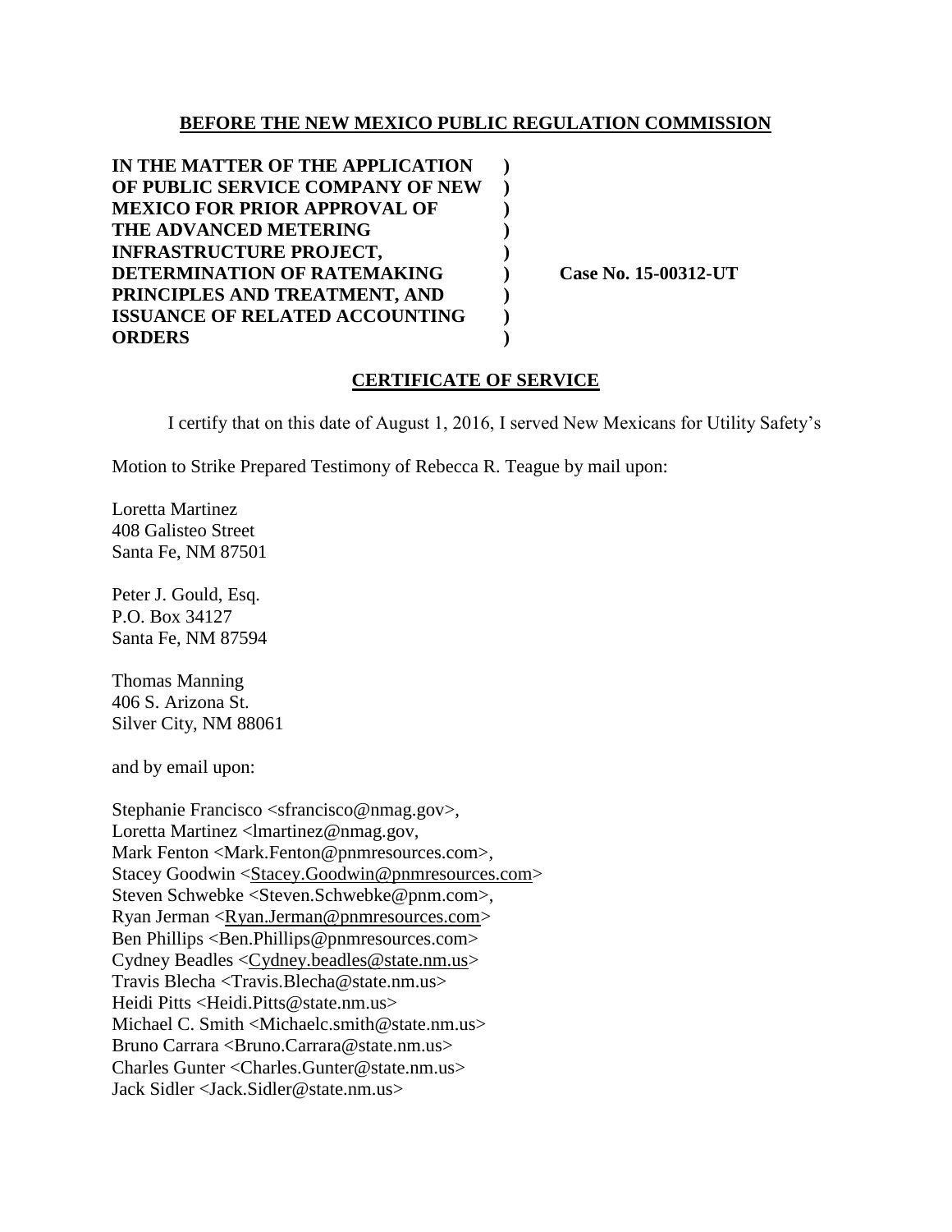**BEFORE THE NEW MEXICO PUBLIC REGULATION COMMISSION**

**IN THE MATTER OF THE APPLICATION )**
**OF PUBLIC SERVICE COMPANY OF NEW )**
**MEXICO FOR PRIOR APPROVAL OF )**
**THE ADVANCED METERING )**
**INFRASTRUCTURE PROJECT, )**
**DETERMINATION OF RATEMAKING ) Case No. 15-00312-UT**
**PRINCIPLES AND TREATMENT, AND )**
**ISSUANCE OF RELATED ACCOUNTING )**
**ORDERS )**

## CERTIFICATE OF SERVICE

I certify that on this date of August 1, 2016, I served New Mexicans for Utility Safety's Motion to Strike Prepared Testimony of Rebecca R. Teague by mail upon:

Loretta Martinez
408 Galisteo Street
Santa Fe, NM 87501

Peter J. Gould, Esq.
P.O. Box 34127
Santa Fe, NM 87594

Thomas Manning
406 S. Arizona St.
Silver City, NM 88061

and by email upon:

Stephanie Francisco <sfrancisco@nmag.gov>,
Loretta Martinez <lmartinez@nmag.gov,
Mark Fenton <Mark.Fenton@pnmresources.com>,
Stacey Goodwin <Stacey.Goodwin@pnmresources.com>
Steven Schwebke <Steven.Schwebke@pnm.com>,
Ryan Jerman <Ryan.Jerman@pnmresources.com>
Ben Phillips <Ben.Phillips@pnmresources.com>
Cydney Beadles <Cydney.beadles@state.nm.us>
Travis Blecha <Travis.Blecha@state.nm.us>
Heidi Pitts <Heidi.Pitts@state.nm.us>
Michael C. Smith <Michaelc.smith@state.nm.us>
Bruno Carrara <Bruno.Carrara@state.nm.us>
Charles Gunter <Charles.Gunter@state.nm.us>
Jack Sidler <Jack.Sidler@state.nm.us>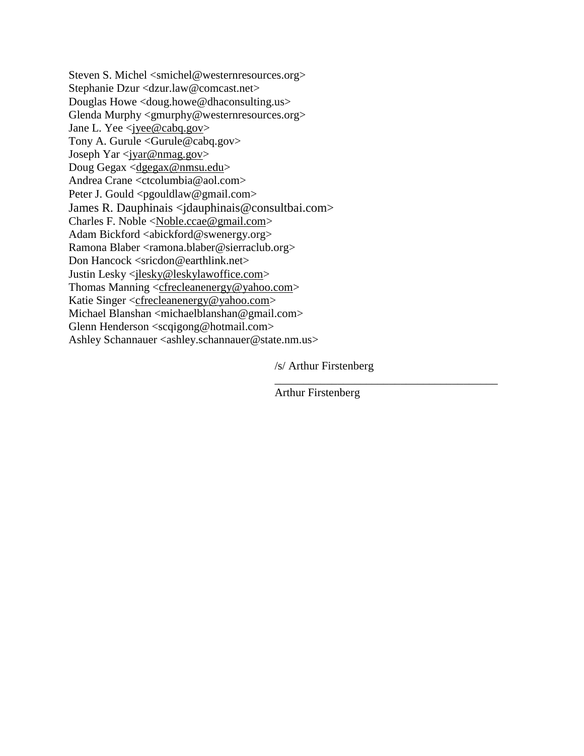Steven S. Michel <smichel@westernresources.org>  
Stephanie Dzur <dzur.law@comcast.net>  
Douglas Howe <doug.howe@dhaconsulting.us>  
Glenda Murphy <gmurphy@westernresources.org>  
Jane L. Yee <jyee@cabq.gov>  
Tony A. Gurule <Gurule@cabq.gov>  
Joseph Yar <jyar@nmag.gov>  
Doug Gegax <dgegax@nmsu.edu>  
Andrea Crane <ctcolumbia@aol.com>  
Peter J. Gould <pgouldlaw@gmail.com>  
James R. Dauphinais <jdauphinais@consultbai.com>  
Charles F. Noble <Noble.ccae@gmail.com>  
Adam Bickford <abickford@swenergy.org>  
Ramona Blaber <ramona.blaber@sierraclub.org>  
Don Hancock <sricdon@earthlink.net>  
Justin Lesky <jlesky@leskylawoffice.com>  
Thomas Manning <cfrecleanenergy@yahoo.com>  
Katie Singer <cfrecleanenergy@yahoo.com>  
Michael Blanshan <michaelblanshan@gmail.com>  
Glenn Henderson <scqigong@hotmail.com>  
Ashley Schannauer <ashley.schannauer@state.nm.us>

/s/ Arthur Firstenberg  
\_\_\_\_\_\_\_\_\_\_\_\_\_\_\_\_\_\_\_\_\_\_\_\_\_\_\_\_\_\_\_\_\_\_\_\_\_\_\_\_  
Arthur Firstenberg